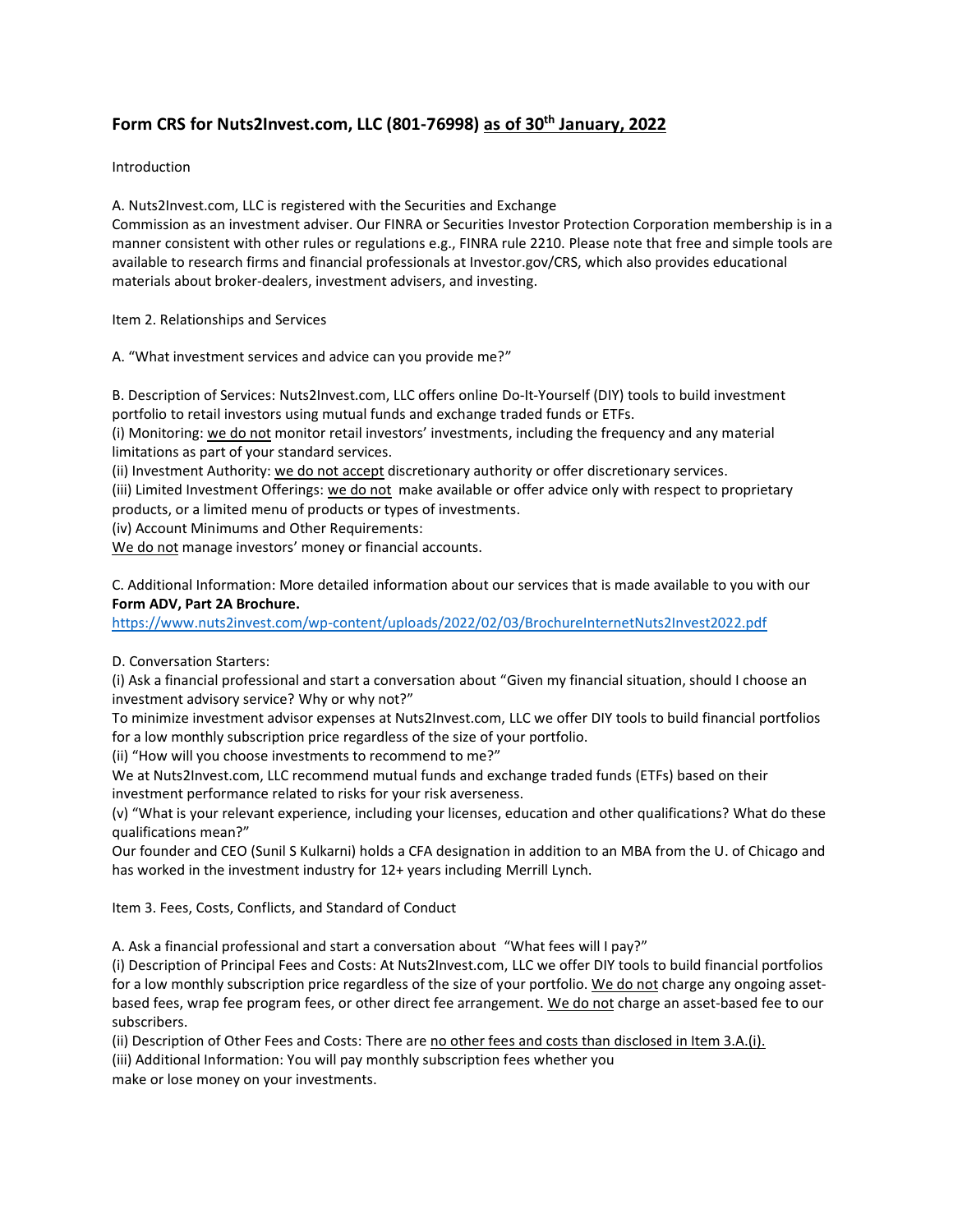# Form CRS for Nuts2Invest.com, LLC (801-76998) as of 30th January, 2022

Introduction

A. Nuts2Invest.com, LLC is registered with the Securities and Exchange Commission as an investment adviser. Our FINRA or Securities Investor Protection Corporation membership is in a manner consistent with other rules or regulations e.g., FINRA rule 2210. Please note that free and simple tools are available to research firms and financial professionals at Investor.gov/CRS, which also provides educational materials about broker-dealers, investment advisers, and investing.

Item 2. Relationships and Services

A. "What investment services and advice can you provide me?"

B. Description of Services: Nuts2Invest.com, LLC offers online Do-It-Yourself (DIY) tools to build investment portfolio to retail investors using mutual funds and exchange traded funds or ETFs.
(i) Monitoring: we do not monitor retail investors' investments, including the frequency and any material limitations as part of your standard services.
(ii) Investment Authority: we do not accept discretionary authority or offer discretionary services.
(iii) Limited Investment Offerings: we do not make available or offer advice only with respect to proprietary products, or a limited menu of products or types of investments.
(iv) Account Minimums and Other Requirements:
We do not manage investors' money or financial accounts.

C. Additional Information: More detailed information about our services that is made available to you with our **Form ADV, Part 2A Brochure.**
https://www.nuts2invest.com/wp-content/uploads/2022/02/03/BrochureInternetNuts2Invest2022.pdf

D. Conversation Starters:
(i) Ask a financial professional and start a conversation about "Given my financial situation, should I choose an investment advisory service? Why or why not?"
To minimize investment advisor expenses at Nuts2Invest.com, LLC we offer DIY tools to build financial portfolios for a low monthly subscription price regardless of the size of your portfolio.
(ii) "How will you choose investments to recommend to me?"
We at Nuts2Invest.com, LLC recommend mutual funds and exchange traded funds (ETFs) based on their investment performance related to risks for your risk averseness.
(v) "What is your relevant experience, including your licenses, education and other qualifications? What do these qualifications mean?"
Our founder and CEO (Sunil S Kulkarni) holds a CFA designation in addition to an MBA from the U. of Chicago and has worked in the investment industry for 12+ years including Merrill Lynch.

Item 3. Fees, Costs, Conflicts, and Standard of Conduct

A. Ask a financial professional and start a conversation about "What fees will I pay?"
(i) Description of Principal Fees and Costs: At Nuts2Invest.com, LLC we offer DIY tools to build financial portfolios for a low monthly subscription price regardless of the size of your portfolio. We do not charge any ongoing asset-based fees, wrap fee program fees, or other direct fee arrangement. We do not charge an asset-based fee to our subscribers.
(ii) Description of Other Fees and Costs: There are no other fees and costs than disclosed in Item 3.A.(i).
(iii) Additional Information: You will pay monthly subscription fees whether you make or lose money on your investments.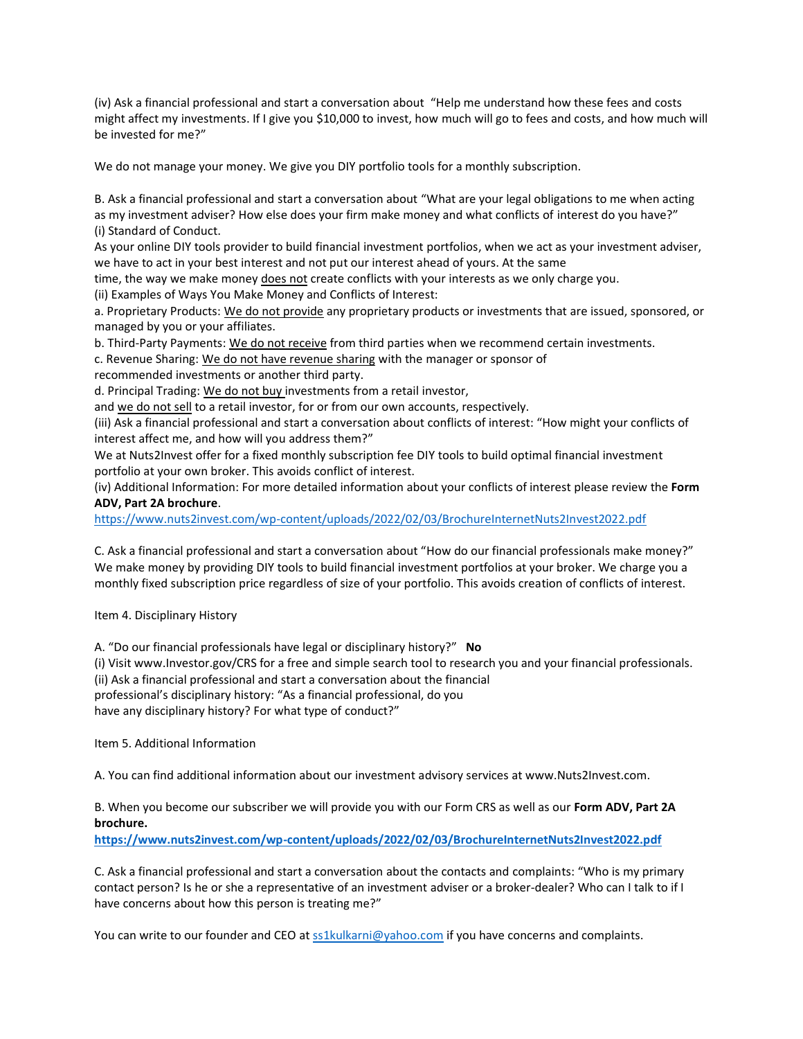(iv) Ask a financial professional and start a conversation about "Help me understand how these fees and costs might affect my investments. If I give you $10,000 to invest, how much will go to fees and costs, and how much will be invested for me?"

We do not manage your money. We give you DIY portfolio tools for a monthly subscription.

B. Ask a financial professional and start a conversation about "What are your legal obligations to me when acting as my investment adviser? How else does your firm make money and what conflicts of interest do you have?"
(i) Standard of Conduct.
As your online DIY tools provider to build financial investment portfolios, when we act as your investment adviser, we have to act in your best interest and not put our interest ahead of yours. At the same time, the way we make money <u>does not</u> create conflicts with your interests as we only charge you.
(ii) Examples of Ways You Make Money and Conflicts of Interest:
a. Proprietary Products: <u>We do not provide</u> any proprietary products or investments that are issued, sponsored, or managed by you or your affiliates.
b. Third-Party Payments: <u>We do not receive</u> from third parties when we recommend certain investments.
c. Revenue Sharing: <u>We do not have revenue sharing</u> with the manager or sponsor of recommended investments or another third party.
d. Principal Trading: <u>We do not buy</u> investments from a retail investor, and <u>we do not sell</u> to a retail investor, for or from our own accounts, respectively.
(iii) Ask a financial professional and start a conversation about conflicts of interest: "How might your conflicts of interest affect me, and how will you address them?"
We at Nuts2Invest offer for a fixed monthly subscription fee DIY tools to build optimal financial investment portfolio at your own broker. This avoids conflict of interest.
(iv) Additional Information: For more detailed information about your conflicts of interest please review the **Form ADV, Part 2A brochure**.
https://www.nuts2invest.com/wp-content/uploads/2022/02/03/BrochureInternetNuts2Invest2022.pdf

C. Ask a financial professional and start a conversation about "How do our financial professionals make money?"
We make money by providing DIY tools to build financial investment portfolios at your broker. We charge you a monthly fixed subscription price regardless of size of your portfolio. This avoids creation of conflicts of interest.

Item 4. Disciplinary History

A. "Do our financial professionals have legal or disciplinary history?" **No**
(i) Visit www.Investor.gov/CRS for a free and simple search tool to research you and your financial professionals.
(ii) Ask a financial professional and start a conversation about the financial professional's disciplinary history: "As a financial professional, do you have any disciplinary history? For what type of conduct?"

Item 5. Additional Information

A. You can find additional information about our investment advisory services at www.Nuts2Invest.com.

B. When you become our subscriber we will provide you with our Form CRS as well as our **Form ADV, Part 2A brochure.**
**https://www.nuts2invest.com/wp-content/uploads/2022/02/03/BrochureInternetNuts2Invest2022.pdf**

C. Ask a financial professional and start a conversation about the contacts and complaints: "Who is my primary contact person? Is he or she a representative of an investment adviser or a broker-dealer? Who can I talk to if I have concerns about how this person is treating me?"

You can write to our founder and CEO at ss1kulkarni@yahoo.com if you have concerns and complaints.